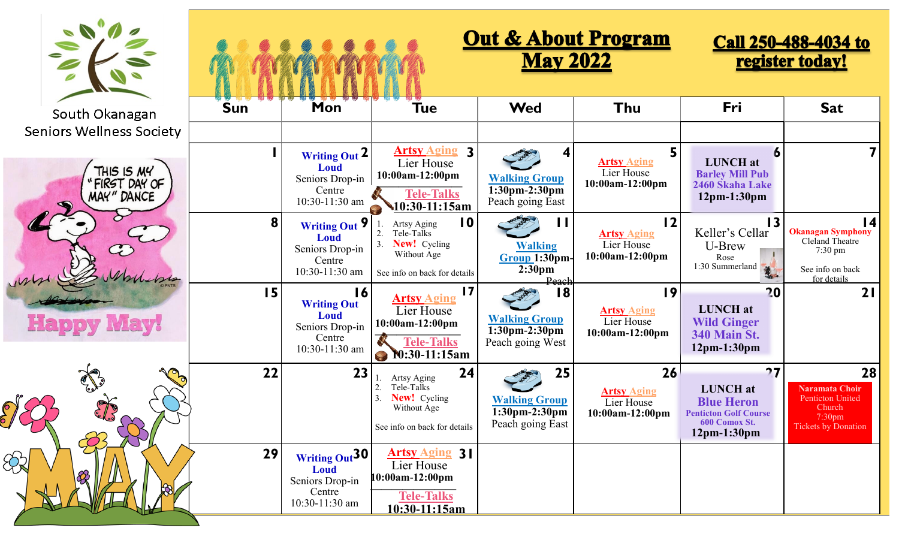South Okanagan Seniors Wellness Society

# Out & About Program May 2022

## Call 250-488-4034 to register today!

| Sun | Mon | Tue | Wed | Thu | Fri | Sat |
|---|---|---|---|---|---|---|
| 1 | 2 **Writing Out Loud** Seniors Drop-in Centre 10:30-11:30 am | 3 **Artsy Aging** Lier House 10:00am-12:00pm **Tele-Talks** 10:30-11:15am | 4 **Walking Group** 1:30pm-2:30pm Peach going East | 5 **Artsy Aging** Lier House 10:00am-12:00pm | 6 **LUNCH at Barley Mill Pub** 2460 Skaha Lake 12pm-1:30pm | 7 |
| 8 | 9 **Writing Out Loud** Seniors Drop-in Centre 10:30-11:30 am | 10 1. Artsy Aging 2. Tele-Talks 3. **New!** Cycling Without Age See info on back for details | 11 **Walking Group** 1:30pm-2:30pm Peach | 12 **Artsy Aging** Lier House 10:00am-12:00pm | 13 Keller's Cellar U-Brew Rose 1:30 Summerland | 14 **Okanagan Symphony** Cleland Theatre 7:30 pm See info on back for details |
| 15 | 16 **Writing Out Loud** Seniors Drop-in Centre 10:30-11:30 am | 17 **Artsy Aging** Lier House 10:00am-12:00pm **Tele-Talks** 10:30-11:15am | 18 **Walking Group** 1:30pm-2:30pm Peach going West | 19 **Artsy Aging** Lier House 10:00am-12:00pm | 20 **LUNCH at Wild Ginger** 340 Main St. 12pm-1:30pm | 21 |
| 22 | 23 | 24 1. Artsy Aging 2. Tele-Talks 3. **New!** Cycling Without Age See info on back for details | 25 **Walking Group** 1:30pm-2:30pm Peach going East | 26 **Artsy Aging** Lier House 10:00am-12:00pm | 27 **LUNCH at Blue Heron** Penticton Golf Course 600 Comox St. 12pm-1:30pm | 28 **Naramata Choir** Penticton United Church 7:30pm Tickets by Donation |
| 29 | 30 **Writing Out Loud** Seniors Drop-in Centre 10:30-11:30 am | 31 **Artsy Aging** Lier House 10:00am-12:00pm **Tele-Talks** 10:30-11:15am | | | | |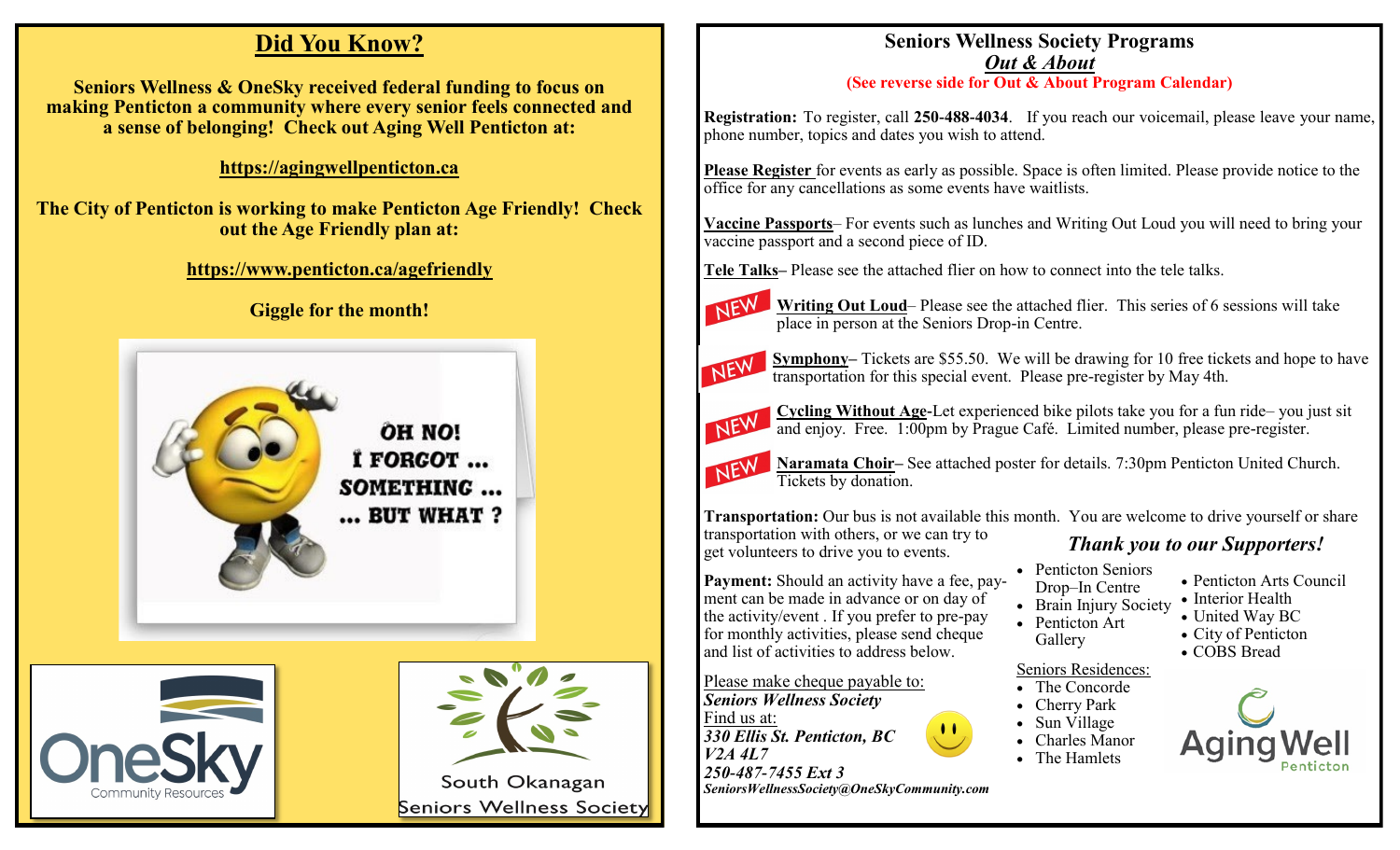## Did You Know?

**Seniors Wellness & OneSky received federal funding to focus on making Penticton a community where every senior feels connected and a sense of belonging! Check out Aging Well Penticton at:**

**https://agingwellpenticton.ca**

**The City of Penticton is working to make Penticton Age Friendly! Check out the Age Friendly plan at:**

**https://www.penticton.ca/agefriendly**

**Giggle for the month!**

OH NO!
I FORGOT ...
SOMETHING ...
... BUT WHAT ?

OneSky Community Resources

South Okanagan Seniors Wellness Society

## Seniors Wellness Society Programs

### *Out & About*

**(See reverse side for Out & About Program Calendar)**

**Registration:** To register, call **250-488-4034**. If you reach our voicemail, please leave your name, phone number, topics and dates you wish to attend.

**Please Register** for events as early as possible. Space is often limited. Please provide notice to the office for any cancellations as some events have waitlists.

**Vaccine Passports**– For events such as lunches and Writing Out Loud you will need to bring your vaccine passport and a second piece of ID.

**Tele Talks**– Please see the attached flier on how to connect into the tele talks.

NEW **Writing Out Loud**– Please see the attached flier. This series of 6 sessions will take place in person at the Seniors Drop-in Centre.

NEW **Symphony**– Tickets are $55.50. We will be drawing for 10 free tickets and hope to have transportation for this special event. Please pre-register by May 4th.

NEW **Cycling Without Age**-Let experienced bike pilots take you for a fun ride– you just sit and enjoy. Free. 1:00pm by Prague Café. Limited number, please pre-register.

NEW **Naramata Choir**– See attached poster for details. 7:30pm Penticton United Church. Tickets by donation.

**Transportation:** Our bus is not available this month. You are welcome to drive yourself or share transportation with others, or we can try to get volunteers to drive you to events.

**Payment:** Should an activity have a fee, payment can be made in advance or on day of the activity/event . If you prefer to pre-pay for monthly activities, please send cheque and list of activities to address below.

Please make cheque payable to:
***Seniors Wellness Society***
Find us at:
***330 Ellis St. Penticton, BC V2A 4L7***
***250-487-7455 Ext 3***
***SeniorsWellnessSociety@OneSkyCommunity.com***

### *Thank you to our Supporters!*

- Penticton Seniors Drop–In Centre
- Brain Injury Society
- Penticton Art Gallery
- Penticton Arts Council
- Interior Health
- United Way BC
- City of Penticton
- COBS Bread

Seniors Residences:

- The Concorde
- Cherry Park
- Sun Village
- Charles Manor
- The Hamlets

Aging Well Penticton